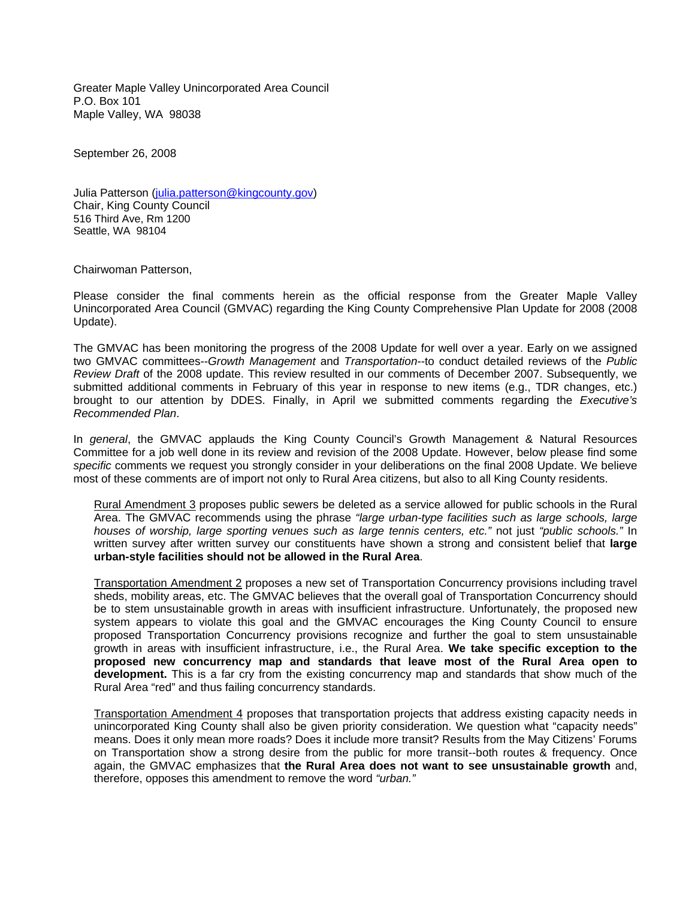Greater Maple Valley Unincorporated Area Council
P.O. Box 101
Maple Valley, WA 98038

September 26, 2008

Julia Patterson (julia.patterson@kingcounty.gov)
Chair, King County Council
516 Third Ave, Rm 1200
Seattle, WA 98104

Chairwoman Patterson,

Please consider the final comments herein as the official response from the Greater Maple Valley Unincorporated Area Council (GMVAC) regarding the King County Comprehensive Plan Update for 2008 (2008 Update).

The GMVAC has been monitoring the progress of the 2008 Update for well over a year. Early on we assigned two GMVAC committees--*Growth Management* and *Transportation*--to conduct detailed reviews of the *Public Review Draft* of the 2008 update. This review resulted in our comments of December 2007. Subsequently, we submitted additional comments in February of this year in response to new items (e.g., TDR changes, etc.) brought to our attention by DDES. Finally, in April we submitted comments regarding the *Executive's Recommended Plan*.

In *general*, the GMVAC applauds the King County Council's Growth Management & Natural Resources Committee for a job well done in its review and revision of the 2008 Update. However, below please find some *specific* comments we request you strongly consider in your deliberations on the final 2008 Update. We believe most of these comments are of import not only to Rural Area citizens, but also to all King County residents.

> <u>Rural Amendment 3</u> proposes public sewers be deleted as a service allowed for public schools in the Rural Area. The GMVAC recommends using the phrase *"large urban-type facilities such as large schools, large houses of worship, large sporting venues such as large tennis centers, etc."* not just *"public schools."* In written survey after written survey our constituents have shown a strong and consistent belief that **large urban-style facilities should not be allowed in the Rural Area**.
>
> <u>Transportation Amendment 2</u> proposes a new set of Transportation Concurrency provisions including travel sheds, mobility areas, etc. The GMVAC believes that the overall goal of Transportation Concurrency should be to stem unsustainable growth in areas with insufficient infrastructure. Unfortunately, the proposed new system appears to violate this goal and the GMVAC encourages the King County Council to ensure proposed Transportation Concurrency provisions recognize and further the goal to stem unsustainable growth in areas with insufficient infrastructure, i.e., the Rural Area. **We take specific exception to the proposed new concurrency map and standards that leave most of the Rural Area open to development.** This is a far cry from the existing concurrency map and standards that show much of the Rural Area "red" and thus failing concurrency standards.
>
> <u>Transportation Amendment 4</u> proposes that transportation projects that address existing capacity needs in unincorporated King County shall also be given priority consideration. We question what "capacity needs" means. Does it only mean more roads? Does it include more transit? Results from the May Citizens' Forums on Transportation show a strong desire from the public for more transit--both routes & frequency. Once again, the GMVAC emphasizes that **the Rural Area does not want to see unsustainable growth** and, therefore, opposes this amendment to remove the word *"urban."*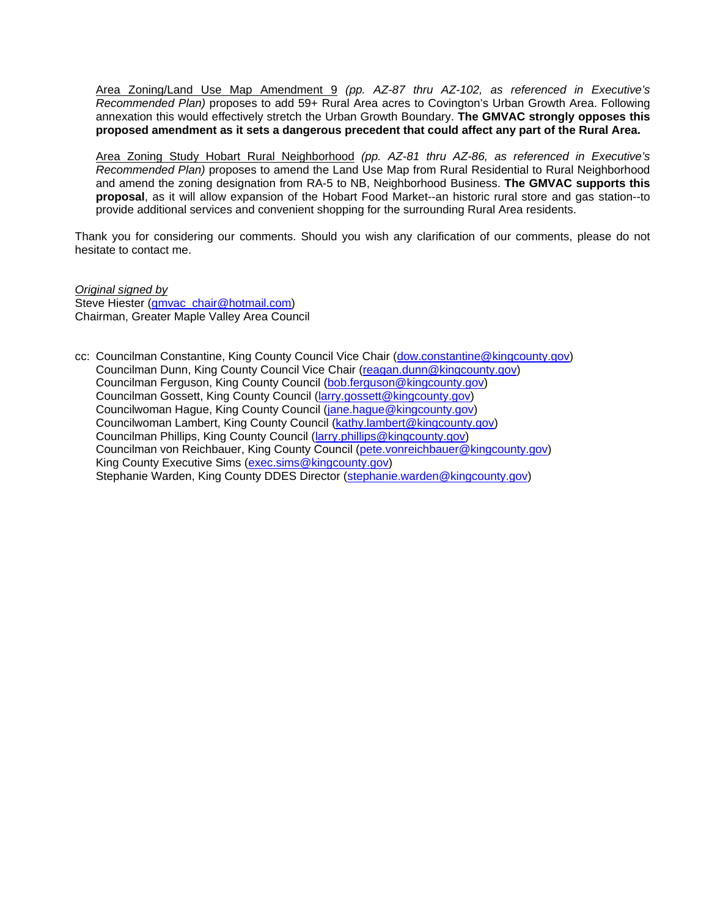Area Zoning/Land Use Map Amendment 9 *(pp. AZ-87 thru AZ-102, as referenced in Executive's Recommended Plan)* proposes to add 59+ Rural Area acres to Covington's Urban Growth Area. Following annexation this would effectively stretch the Urban Growth Boundary. **The GMVAC strongly opposes this proposed amendment as it sets a dangerous precedent that could affect any part of the Rural Area.**

Area Zoning Study Hobart Rural Neighborhood *(pp. AZ-81 thru AZ-86, as referenced in Executive's Recommended Plan)* proposes to amend the Land Use Map from Rural Residential to Rural Neighborhood and amend the zoning designation from RA-5 to NB, Neighborhood Business. **The GMVAC supports this proposal**, as it will allow expansion of the Hobart Food Market--an historic rural store and gas station--to provide additional services and convenient shopping for the surrounding Rural Area residents.

Thank you for considering our comments. Should you wish any clarification of our comments, please do not hesitate to contact me.

*Original signed by*
Steve Hiester (gmvac_chair@hotmail.com)
Chairman, Greater Maple Valley Area Council

cc: Councilman Constantine, King County Council Vice Chair (dow.constantine@kingcounty.gov)
Councilman Dunn, King County Council Vice Chair (reagan.dunn@kingcounty.gov)
Councilman Ferguson, King County Council (bob.ferguson@kingcounty.gov)
Councilman Gossett, King County Council (larry.gossett@kingcounty.gov)
Councilwoman Hague, King County Council (jane.hague@kingcounty.gov)
Councilwoman Lambert, King County Council (kathy.lambert@kingcounty.gov)
Councilman Phillips, King County Council (larry.phillips@kingcounty.gov)
Councilman von Reichbauer, King County Council (pete.vonreichbauer@kingcounty.gov)
King County Executive Sims (exec.sims@kingcounty.gov)
Stephanie Warden, King County DDES Director (stephanie.warden@kingcounty.gov)